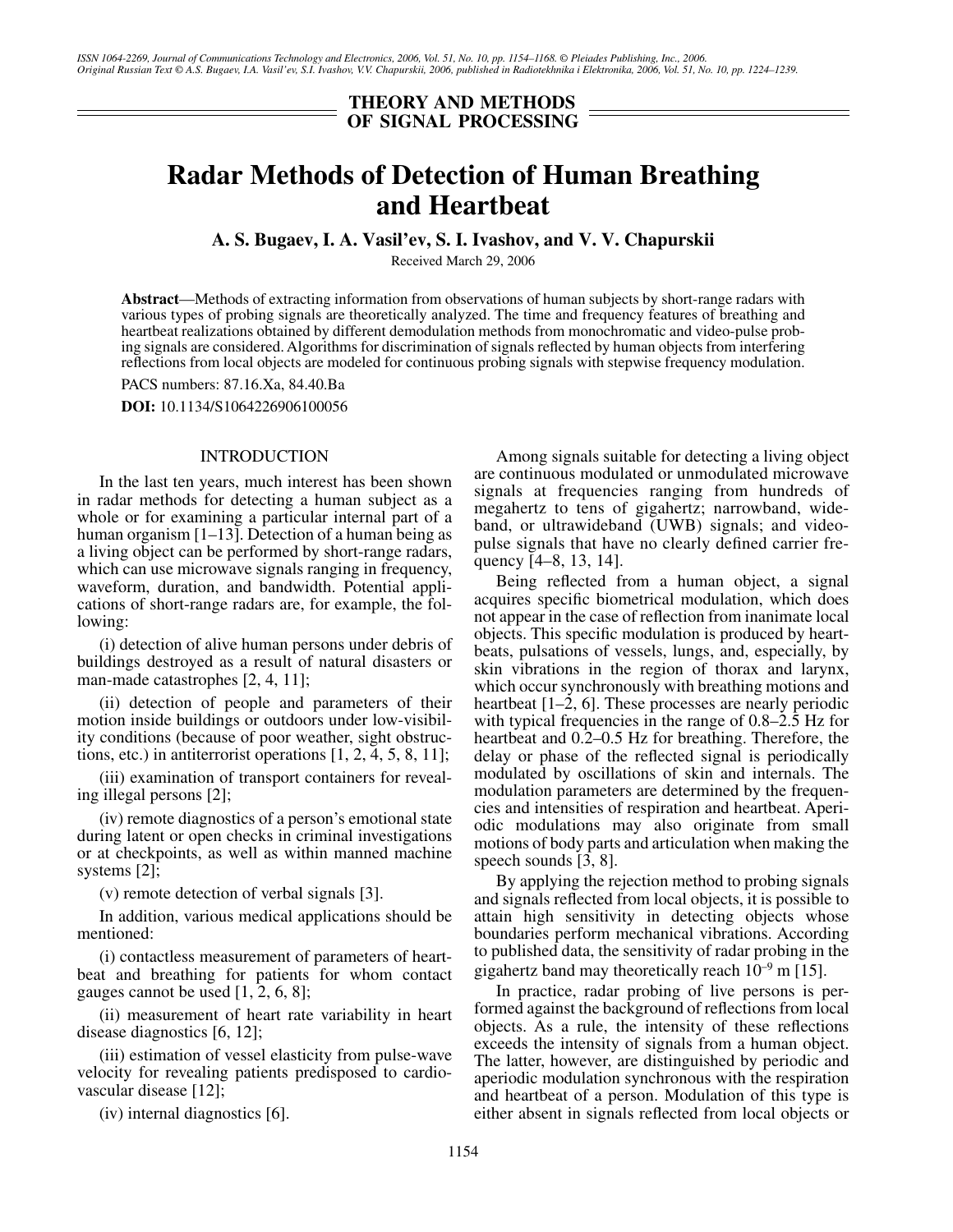THEORY AND METHODS OF SIGNAL PROCESSING

# Radar Methods of Detection of Human Breathing and Heartbeat

**A. S. Bugaev, I. A. Vasil'ev, S. I. Ivashov, and V. V. Chapurskii**

Received March 29, 2006

**Abstract**—Methods of extracting information from observations of human subjects by short-range radars with various types of probing signals are theoretically analyzed. The time and frequency features of breathing and heartbeat realizations obtained by different demodulation methods from monochromatic and video-pulse probing signals are considered. Algorithms for discrimination of signals reflected by human objects from interfering reflections from local objects are modeled for continuous probing signals with stepwise frequency modulation.

PACS numbers: 87.16.Xa, 84.40.Ba

**DOI:** 10.1134/S1064226906100056

## INTRODUCTION

In the last ten years, much interest has been shown in radar methods for detecting a human subject as a whole or for examining a particular internal part of a human organism [1–13]. Detection of a human being as a living object can be performed by short-range radars, which can use microwave signals ranging in frequency, waveform, duration, and bandwidth. Potential applications of short-range radars are, for example, the following:

(i) detection of alive human persons under debris of buildings destroyed as a result of natural disasters or man-made catastrophes [2, 4, 11];

(ii) detection of people and parameters of their motion inside buildings or outdoors under low-visibility conditions (because of poor weather, sight obstructions, etc.) in antiterrorist operations [1, 2, 4, 5, 8, 11];

(iii) examination of transport containers for revealing illegal persons [2];

(iv) remote diagnostics of a person's emotional state during latent or open checks in criminal investigations or at checkpoints, as well as within manned machine systems [2];

(v) remote detection of verbal signals [3].

In addition, various medical applications should be mentioned:

(i) contactless measurement of parameters of heartbeat and breathing for patients for whom contact gauges cannot be used [1, 2, 6, 8];

(ii) measurement of heart rate variability in heart disease diagnostics [6, 12];

(iii) estimation of vessel elasticity from pulse-wave velocity for revealing patients predisposed to cardiovascular disease [12];

(iv) internal diagnostics [6].

Among signals suitable for detecting a living object are continuous modulated or unmodulated microwave signals at frequencies ranging from hundreds of megahertz to tens of gigahertz; narrowband, wideband, or ultrawideband (UWB) signals; and video-pulse signals that have no clearly defined carrier frequency [4–8, 13, 14].

Being reflected from a human object, a signal acquires specific biometrical modulation, which does not appear in the case of reflection from inanimate local objects. This specific modulation is produced by heartbeats, pulsations of vessels, lungs, and, especially, by skin vibrations in the region of thorax and larynx, which occur synchronously with breathing motions and heartbeat [1–2, 6]. These processes are nearly periodic with typical frequencies in the range of 0.8–2.5 Hz for heartbeat and 0.2–0.5 Hz for breathing. Therefore, the delay or phase of the reflected signal is periodically modulated by oscillations of skin and internals. The modulation parameters are determined by the frequencies and intensities of respiration and heartbeat. Aperiodic modulations may also originate from small motions of body parts and articulation when making the speech sounds [3, 8].

By applying the rejection method to probing signals and signals reflected from local objects, it is possible to attain high sensitivity in detecting objects whose boundaries perform mechanical vibrations. According to published data, the sensitivity of radar probing in the gigahertz band may theoretically reach $10^{-9}$ m [15].

In practice, radar probing of live persons is performed against the background of reflections from local objects. As a rule, the intensity of these reflections exceeds the intensity of signals from a human object. The latter, however, are distinguished by periodic and aperiodic modulation synchronous with the respiration and heartbeat of a person. Modulation of this type is either absent in signals reflected from local objects or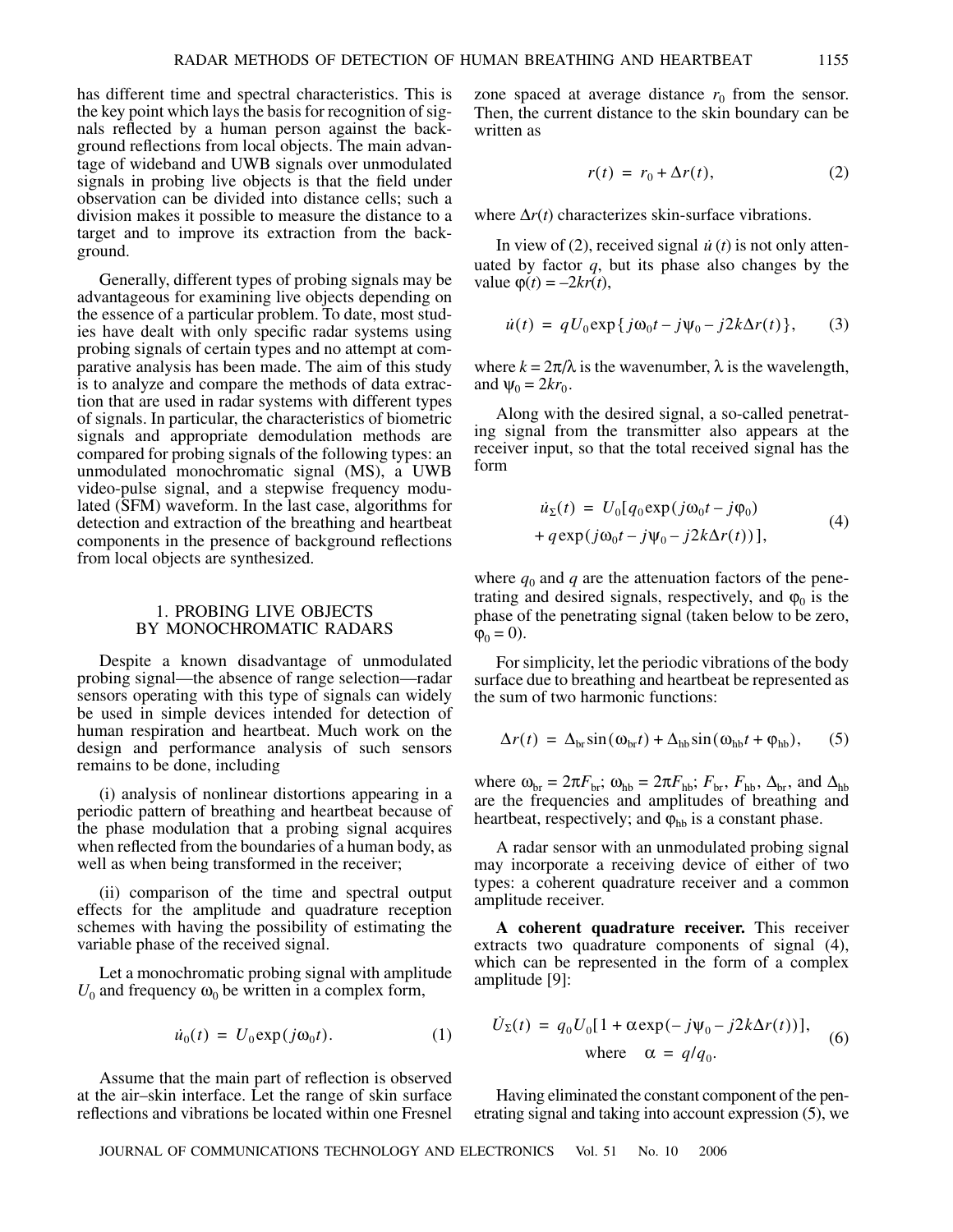has different time and spectral characteristics. This is the key point which lays the basis for recognition of signals reflected by a human person against the background reflections from local objects. The main advantage of wideband and UWB signals over unmodulated signals in probing live objects is that the field under observation can be divided into distance cells; such a division makes it possible to measure the distance to a target and to improve its extraction from the background.

Generally, different types of probing signals may be advantageous for examining live objects depending on the essence of a particular problem. To date, most studies have dealt with only specific radar systems using probing signals of certain types and no attempt at comparative analysis has been made. The aim of this study is to analyze and compare the methods of data extraction that are used in radar systems with different types of signals. In particular, the characteristics of biometric signals and appropriate demodulation methods are compared for probing signals of the following types: an unmodulated monochromatic signal (MS), a UWB video-pulse signal, and a stepwise frequency modulated (SFM) waveform. In the last case, algorithms for detection and extraction of the breathing and heartbeat components in the presence of background reflections from local objects are synthesized.

## 1. PROBING LIVE OBJECTS BY MONOCHROMATIC RADARS

Despite a known disadvantage of unmodulated probing signal—the absence of range selection—radar sensors operating with this type of signals can widely be used in simple devices intended for detection of human respiration and heartbeat. Much work on the design and performance analysis of such sensors remains to be done, including

(i) analysis of nonlinear distortions appearing in a periodic pattern of breathing and heartbeat because of the phase modulation that a probing signal acquires when reflected from the boundaries of a human body, as well as when being transformed in the receiver;

(ii) comparison of the time and spectral output effects for the amplitude and quadrature reception schemes with having the possibility of estimating the variable phase of the received signal.

Let a monochromatic probing signal with amplitude $U_0$ and frequency $\omega_0$ be written in a complex form,

$$\dot{u}_0(t) = U_0 \exp(j\omega_0 t). \tag{1}$$

Assume that the main part of reflection is observed at the air–skin interface. Let the range of skin surface reflections and vibrations be located within one Fresnel zone spaced at average distance $r_0$ from the sensor. Then, the current distance to the skin boundary can be written as

$$r(t) = r_0 + \Delta r(t), \tag{2}$$

where $\Delta r(t)$ characterizes skin-surface vibrations.

In view of (2), received signal $\dot{u}(t)$ is not only attenuated by factor $q$, but its phase also changes by the value $\varphi(t) = -2kr(t)$,

$$\dot{u}(t) = qU_0 \exp\{j\omega_0 t - j\psi_0 - j2k\Delta r(t)\}, \tag{3}$$

where $k = 2\pi/\lambda$ is the wavenumber, $\lambda$ is the wavelength, and $\psi_0 = 2kr_0$.

Along with the desired signal, a so-called penetrating signal from the transmitter also appears at the receiver input, so that the total received signal has the form

$$\begin{aligned} \dot{u}_\Sigma(t) &= U_0[q_0 \exp(j\omega_0 t - j\varphi_0) \\ &+ q\exp(j\omega_0 t - j\psi_0 - j2k\Delta r(t))], \end{aligned} \tag{4}$$

where $q_0$ and $q$ are the attenuation factors of the penetrating and desired signals, respectively, and $\varphi_0$ is the phase of the penetrating signal (taken below to be zero, $\varphi_0 = 0$).

For simplicity, let the periodic vibrations of the body surface due to breathing and heartbeat be represented as the sum of two harmonic functions:

$$\Delta r(t) = \Delta_{\text{br}} \sin(\omega_{\text{br}} t) + \Delta_{\text{hb}} \sin(\omega_{\text{hb}} t + \varphi_{\text{hb}}), \tag{5}$$

where $\omega_{\text{br}} = 2\pi F_{\text{br}}$; $\omega_{\text{hb}} = 2\pi F_{\text{hb}}$; $F_{\text{br}}$, $F_{\text{hb}}$, $\Delta_{\text{br}}$, and $\Delta_{\text{hb}}$ are the frequencies and amplitudes of breathing and heartbeat, respectively; and $\varphi_{\text{hb}}$ is a constant phase.

A radar sensor with an unmodulated probing signal may incorporate a receiving device of either of two types: a coherent quadrature receiver and a common amplitude receiver.

**A coherent quadrature receiver.** This receiver extracts two quadrature components of signal (4), which can be represented in the form of a complex amplitude [9]:

$$\dot{U}_\Sigma(t) = q_0 U_0[1 + \alpha \exp(-j\psi_0 - j2k\Delta r(t))], \quad \text{where} \quad \alpha = q/q_0. \tag{6}$$

Having eliminated the constant component of the penetrating signal and taking into account expression (5), we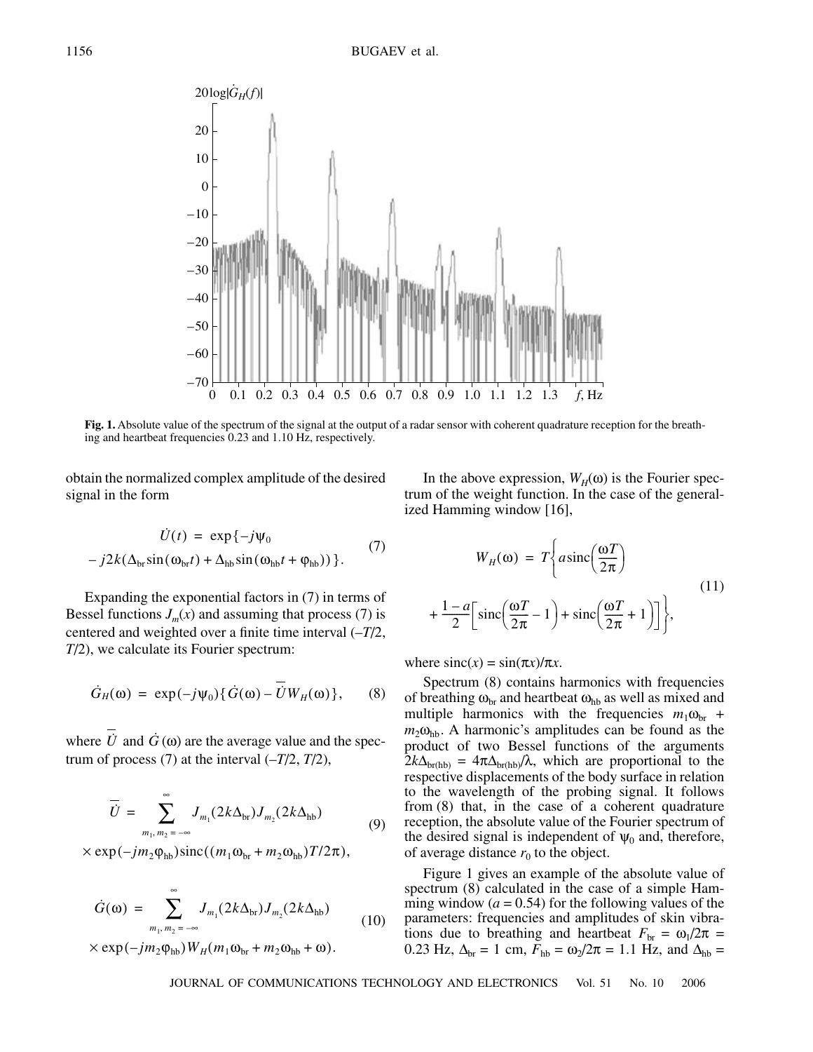**Fig. 1.** Absolute value of the spectrum of the signal at the output of a radar sensor with coherent quadrature reception for the breathing and heartbeat frequencies 0.23 and 1.10 Hz, respectively.

obtain the normalized complex amplitude of the desired signal in the form

$$\dot{U}(t) = \exp\{-j\psi_0 - j2k(\Delta_{\text{br}}\sin(\omega_{\text{br}}t) + \Delta_{\text{hb}}\sin(\omega_{\text{hb}}t + \varphi_{\text{hb}}))\}. \tag{7}$$

Expanding the exponential factors in (7) in terms of Bessel functions $J_m(x)$ and assuming that process (7) is centered and weighted over a finite time interval $(-T/2, T/2)$, we calculate its Fourier spectrum:

$$\dot{G}_H(\omega) = \exp(-j\psi_0)\{\dot{G}(\omega) - \overline{U}W_H(\omega)\}, \tag{8}$$

where $\overline{U}$ and $\dot{G}(\omega)$ are the average value and the spectrum of process (7) at the interval $(-T/2, T/2)$,

$$\overline{U} = \sum_{m_1, m_2 = -\infty}^{\infty} J_{m_1}(2k\Delta_{\text{br}})J_{m_2}(2k\Delta_{\text{hb}}) \times \exp(-jm_2\varphi_{\text{hb}})\operatorname{sinc}((m_1\omega_{\text{br}} + m_2\omega_{\text{hb}})T/2\pi), \tag{9}$$

$$\dot{G}(\omega) = \sum_{m_1, m_2 = -\infty}^{\infty} J_{m_1}(2k\Delta_{\text{br}})J_{m_2}(2k\Delta_{\text{hb}}) \times \exp(-jm_2\varphi_{\text{hb}})W_H(m_1\omega_{\text{br}} + m_2\omega_{\text{hb}} + \omega). \tag{10}$$

In the above expression, $W_H(\omega)$ is the Fourier spectrum of the weight function. In the case of the generalized Hamming window [16],

$$W_H(\omega) = T\left\{a\operatorname{sinc}\left(\frac{\omega T}{2\pi}\right) + \frac{1-a}{2}\left[\operatorname{sinc}\left(\frac{\omega T}{2\pi} - 1\right) + \operatorname{sinc}\left(\frac{\omega T}{2\pi} + 1\right)\right]\right\}, \tag{11}$$

where $\operatorname{sinc}(x) = \sin(\pi x)/\pi x$.

Spectrum (8) contains harmonics with frequencies of breathing $\omega_{\text{br}}$ and heartbeat $\omega_{\text{hb}}$ as well as mixed and multiple harmonics with the frequencies $m_1\omega_{\text{br}} + m_2\omega_{\text{hb}}$. A harmonic's amplitudes can be found as the product of two Bessel functions of the arguments $2k\Delta_{\text{br(hb)}} = 4\pi\Delta_{\text{br(hb)}}/\lambda$, which are proportional to the respective displacements of the body surface in relation to the wavelength of the probing signal. It follows from (8) that, in the case of a coherent quadrature reception, the absolute value of the Fourier spectrum of the desired signal is independent of $\psi_0$ and, therefore, of average distance $r_0$ to the object.

Figure 1 gives an example of the absolute value of spectrum (8) calculated in the case of a simple Hamming window ($a = 0.54$) for the following values of the parameters: frequencies and amplitudes of skin vibrations due to breathing and heartbeat $F_{\text{br}} = \omega_1/2\pi = 0.23$ Hz, $\Delta_{\text{br}} = 1$ cm, $F_{\text{hb}} = \omega_2/2\pi = 1.1$ Hz, and $\Delta_{\text{hb}} =$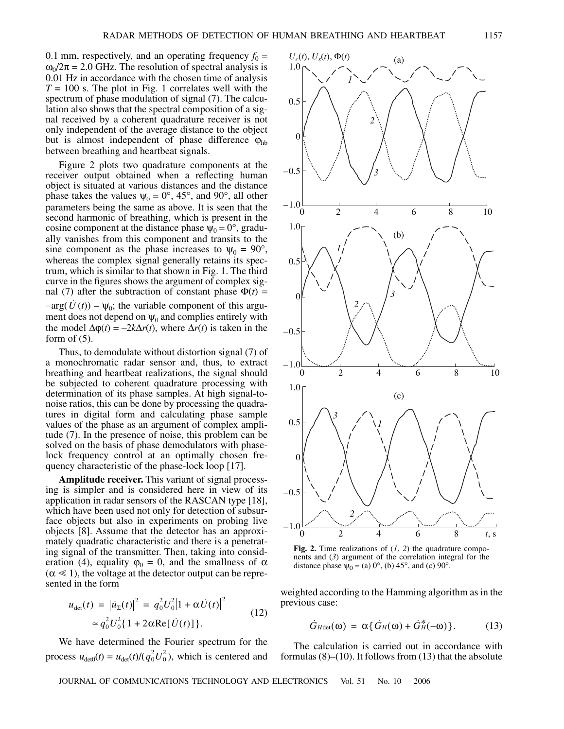0.1 mm, respectively, and an operating frequency $f_0 = \omega_0/2\pi = 2.0$ GHz. The resolution of spectral analysis is 0.01 Hz in accordance with the chosen time of analysis $T = 100$ s. The plot in Fig. 1 correlates well with the spectrum of phase modulation of signal (7). The calculation also shows that the spectral composition of a signal received by a coherent quadrature receiver is not only independent of the average distance to the object but is almost independent of phase difference $\varphi_{hb}$ between breathing and heartbeat signals.

Figure 2 plots two quadrature components at the receiver output obtained when a reflecting human object is situated at various distances and the distance phase takes the values $\psi_0 = 0°$, $45°$, and $90°$, all other parameters being the same as above. It is seen that the second harmonic of breathing, which is present in the cosine component at the distance phase $\psi_0 = 0°$, gradually vanishes from this component and transits to the sine component as the phase increases to $\psi_0 = 90°$, whereas the complex signal generally retains its spectrum, which is similar to that shown in Fig. 1. The third curve in the figures shows the argument of complex signal (7) after the subtraction of constant phase $\Phi(t) = -\arg(\dot{U}(t)) - \psi_0$; the variable component of this argument does not depend on $\psi_0$ and complies entirely with the model $\Delta\varphi(t) = -2k\Delta r(t)$, where $\Delta r(t)$ is taken in the form of (5).

Thus, to demodulate without distortion signal (7) of a monochromatic radar sensor and, thus, to extract breathing and heartbeat realizations, the signal should be subjected to coherent quadrature processing with determination of its phase samples. At high signal-to-noise ratios, this can be done by processing the quadratures in digital form and calculating phase sample values of the phase as an argument of complex amplitude (7). In the presence of noise, this problem can be solved on the basis of phase demodulators with phase-lock frequency control at an optimally chosen frequency characteristic of the phase-lock loop [17].

**Amplitude receiver.** This variant of signal processing is simpler and is considered here in view of its application in radar sensors of the RASCAN type [18], which have been used not only for detection of subsurface objects but also in experiments on probing live objects [8]. Assume that the detector has an approximately quadratic characteristic and there is a penetrating signal of the transmitter. Then, taking into consideration (4), equality $\varphi_0 = 0$, and the smallness of $\alpha$ ($\alpha \ll 1$), the voltage at the detector output can be represented in the form

$$u_{\text{det}}(t) = |\dot{u}_{\Sigma}(t)|^2 = q_0^2 U_0^2 |1 + \alpha \dot{U}(t)|^2 \approx q_0^2 U_0^2 \{1 + 2\alpha \text{Re}[\dot{U}(t)]\}. \tag{12}$$

We have determined the Fourier spectrum for the process $u_{\text{det0}}(t) = u_{\text{det}}(t)/(q_0^2 U_0^2)$, which is centered and weighted according to the Hamming algorithm as in the previous case:

$$\dot{G}_{H\text{det}}(\omega) = \alpha\{\dot{G}_H(\omega) + \dot{G}_H^*(-\omega)\}. \tag{13}$$

The calculation is carried out in accordance with formulas (8)–(10). It follows from (13) that the absolute

**Fig. 2.** Time realizations of (*1*, *2*) the quadrature components and (*3*) argument of the correlation integral for the distance phase $\psi_0$ = (a) 0°, (b) 45°, and (c) 90°.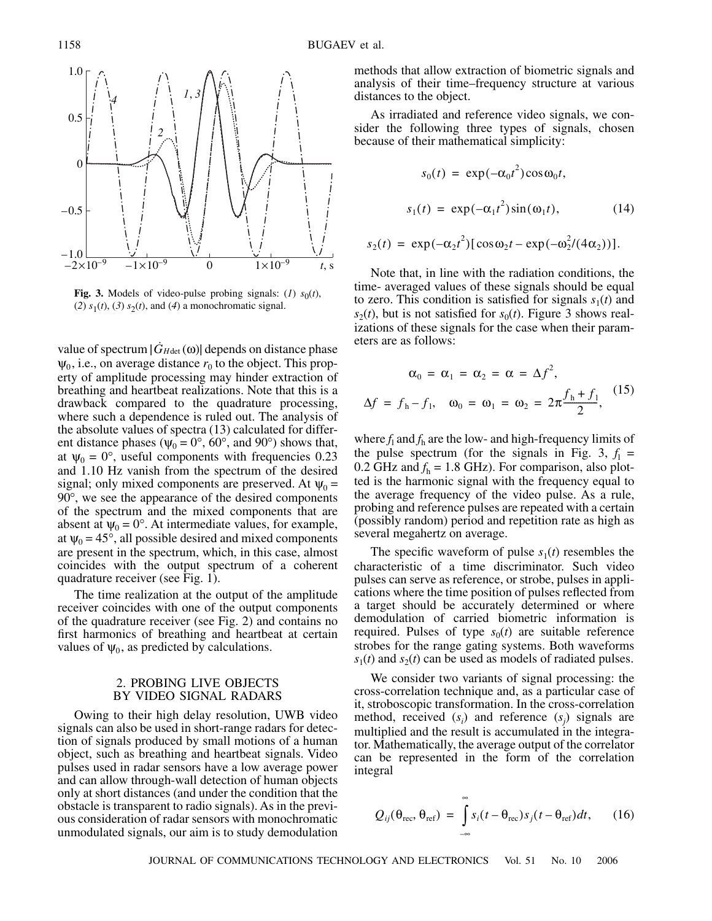**Fig. 3.** Models of video-pulse probing signals: (*1*) $s_0(t)$, (*2*) $s_1(t)$, (*3*) $s_2(t)$, and (*4*) a monochromatic signal.

value of spectrum $|\dot{G}_{H\det}(\omega)|$ depends on distance phase $\psi_0$, i.e., on average distance $r_0$ to the object. This property of amplitude processing may hinder extraction of breathing and heartbeat realizations. Note that this is a drawback compared to the quadrature processing, where such a dependence is ruled out. The analysis of the absolute values of spectra (13) calculated for different distance phases ($\psi_0 = 0°$, $60°$, and $90°$) shows that, at $\psi_0 = 0°$, useful components with frequencies 0.23 and 1.10 Hz vanish from the spectrum of the desired signal; only mixed components are preserved. At $\psi_0 = 90°$, we see the appearance of the desired components of the spectrum and the mixed components that are absent at $\psi_0 = 0°$. At intermediate values, for example, at $\psi_0 = 45°$, all possible desired and mixed components are present in the spectrum, which, in this case, almost coincides with the output spectrum of a coherent quadrature receiver (see Fig. 1).

The time realization at the output of the amplitude receiver coincides with one of the output components of the quadrature receiver (see Fig. 2) and contains no first harmonics of breathing and heartbeat at certain values of $\psi_0$, as predicted by calculations.

## 2. PROBING LIVE OBJECTS BY VIDEO SIGNAL RADARS

Owing to their high delay resolution, UWB video signals can also be used in short-range radars for detection of signals produced by small motions of a human object, such as breathing and heartbeat signals. Video pulses used in radar sensors have a low average power and can allow through-wall detection of human objects only at short distances (and under the condition that the obstacle is transparent to radio signals). As in the previous consideration of radar sensors with monochromatic unmodulated signals, our aim is to study demodulation methods that allow extraction of biometric signals and analysis of their time–frequency structure at various distances to the object.

As irradiated and reference video signals, we consider the following three types of signals, chosen because of their mathematical simplicity:

$$s_0(t) = \exp(-\alpha_0 t^2)\cos\omega_0 t,$$

$$s_1(t) = \exp(-\alpha_1 t^2)\sin(\omega_1 t), \tag{14}$$

$$s_2(t) = \exp(-\alpha_2 t^2)[\cos\omega_2 t - \exp(-\omega_2^2/(4\alpha_2))].$$

Note that, in line with the radiation conditions, the time- averaged values of these signals should be equal to zero. This condition is satisfied for signals $s_1(t)$ and $s_2(t)$, but is not satisfied for $s_0(t)$. Figure 3 shows realizations of these signals for the case when their parameters are as follows:

$$\alpha_0 = \alpha_1 = \alpha_2 = \alpha = \Delta f^2,$$
$$\Delta f = f_h - f_l, \quad \omega_0 = \omega_1 = \omega_2 = 2\pi\frac{f_h + f_l}{2}, \tag{15}$$

where $f_l$ and $f_h$ are the low- and high-frequency limits of the pulse spectrum (for the signals in Fig. 3, $f_l$ = 0.2 GHz and $f_h$ = 1.8 GHz). For comparison, also plotted is the harmonic signal with the frequency equal to the average frequency of the video pulse. As a rule, probing and reference pulses are repeated with a certain (possibly random) period and repetition rate as high as several megahertz on average.

The specific waveform of pulse $s_1(t)$ resembles the characteristic of a time discriminator. Such video pulses can serve as reference, or strobe, pulses in applications where the time position of pulses reflected from a target should be accurately determined or where demodulation of carried biometric information is required. Pulses of type $s_0(t)$ are suitable reference strobes for the range gating systems. Both waveforms $s_1(t)$ and $s_2(t)$ can be used as models of radiated pulses.

We consider two variants of signal processing: the cross-correlation technique and, as a particular case of it, stroboscopic transformation. In the cross-correlation method, received ($s_i$) and reference ($s_j$) signals are multiplied and the result is accumulated in the integrator. Mathematically, the average output of the correlator can be represented in the form of the correlation integral

$$Q_{ij}(\theta_{\text{rec}}, \theta_{\text{ref}}) = \int_{-\infty}^{\infty} s_i(t - \theta_{\text{rec}}) s_j(t - \theta_{\text{ref}}) dt, \tag{16}$$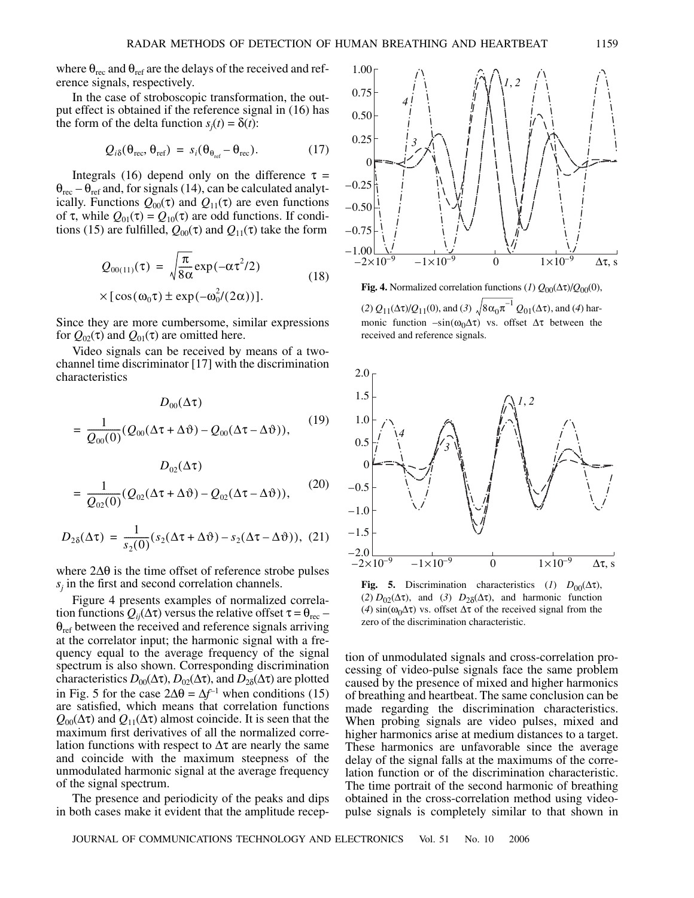where $\theta_{rec}$ and $\theta_{ref}$ are the delays of the received and reference signals, respectively.

In the case of stroboscopic transformation, the output effect is obtained if the reference signal in (16) has the form of the delta function $s_j(t) = \delta(t)$:

$$Q_{i\delta}(\theta_{rec}, \theta_{ref}) = s_i(\theta_{\theta_{ref}} - \theta_{rec}). \tag{17}$$

Integrals (16) depend only on the difference $\tau = \theta_{rec} - \theta_{ref}$ and, for signals (14), can be calculated analytically. Functions $Q_{00}(\tau)$ and $Q_{11}(\tau)$ are even functions of $\tau$, while $Q_{01}(\tau) = Q_{10}(\tau)$ are odd functions. If conditions (15) are fulfilled, $Q_{00}(\tau)$ and $Q_{11}(\tau)$ take the form

$$Q_{00(11)}(\tau) = \sqrt{\frac{\pi}{8\alpha}}\exp(-\alpha\tau^2/2) \times [\cos(\omega_0\tau) \pm \exp(-\omega_0^2/(2\alpha))]. \tag{18}$$

Since they are more cumbersome, similar expressions for $Q_{02}(\tau)$ and $Q_{01}(\tau)$ are omitted here.

Video signals can be received by means of a two-channel time discriminator [17] with the discrimination characteristics

$$D_{00}(\Delta\tau) = \frac{1}{Q_{00}(0)}(Q_{00}(\Delta\tau + \Delta\vartheta) - Q_{00}(\Delta\tau - \Delta\vartheta)), \tag{19}$$

$$D_{02}(\Delta\tau) = \frac{1}{Q_{02}(0)}(Q_{02}(\Delta\tau + \Delta\vartheta) - Q_{02}(\Delta\tau - \Delta\vartheta)), \tag{20}$$

$$D_{2\delta}(\Delta\tau) = \frac{1}{s_2(0)}(s_2(\Delta\tau + \Delta\vartheta) - s_2(\Delta\tau - \Delta\vartheta)), \tag{21}$$

where $2\Delta\theta$ is the time offset of reference strobe pulses $s_j$ in the first and second correlation channels.

Figure 4 presents examples of normalized correlation functions $Q_{ij}(\Delta\tau)$ versus the relative offset $\tau = \theta_{rec} - \theta_{ref}$ between the received and reference signals arriving at the correlator input; the harmonic signal with a frequency equal to the average frequency of the signal spectrum is also shown. Corresponding discrimination characteristics $D_{00}(\Delta\tau)$, $D_{02}(\Delta\tau)$, and $D_{2\delta}(\Delta\tau)$ are plotted in Fig. 5 for the case $2\Delta\theta = \Delta f^{-1}$ when conditions (15) are satisfied, which means that correlation functions $Q_{00}(\Delta\tau)$ and $Q_{11}(\Delta\tau)$ almost coincide. It is seen that the maximum first derivatives of all the normalized correlation functions with respect to $\Delta\tau$ are nearly the same and coincide with the maximum steepness of the unmodulated harmonic signal at the average frequency of the signal spectrum.

The presence and periodicity of the peaks and dips in both cases make it evident that the amplitude reception of unmodulated signals and cross-correlation processing of video-pulse signals face the same problem caused by the presence of mixed and higher harmonics of breathing and heartbeat. The same conclusion can be made regarding the discrimination characteristics. When probing signals are video pulses, mixed and higher harmonics arise at medium distances to a target. These harmonics are unfavorable since the average delay of the signal falls at the maximums of the correlation function or of the discrimination characteristic. The time portrait of the second harmonic of breathing obtained in the cross-correlation method using video-pulse signals is completely similar to that shown in

**Fig. 4.** Normalized correlation functions (*1*) $Q_{00}(\Delta\tau)/Q_{00}(0)$, (*2*) $Q_{11}(\Delta\tau)/Q_{11}(0)$, and (*3*) $\sqrt{8\alpha_0\pi^{-1}}\,Q_{01}(\Delta\tau)$, and (*4*) harmonic function $-\sin(\omega_0\Delta\tau)$ vs. offset $\Delta\tau$ between the received and reference signals.

**Fig. 5.** Discrimination characteristics (*1*) $D_{00}(\Delta\tau)$, (*2*) $D_{02}(\Delta\tau)$, and (*3*) $D_{2\delta}(\Delta\tau)$, and harmonic function (*4*) $\sin(\omega_0\Delta\tau)$ vs. offset $\Delta\tau$ of the received signal from the zero of the discrimination characteristic.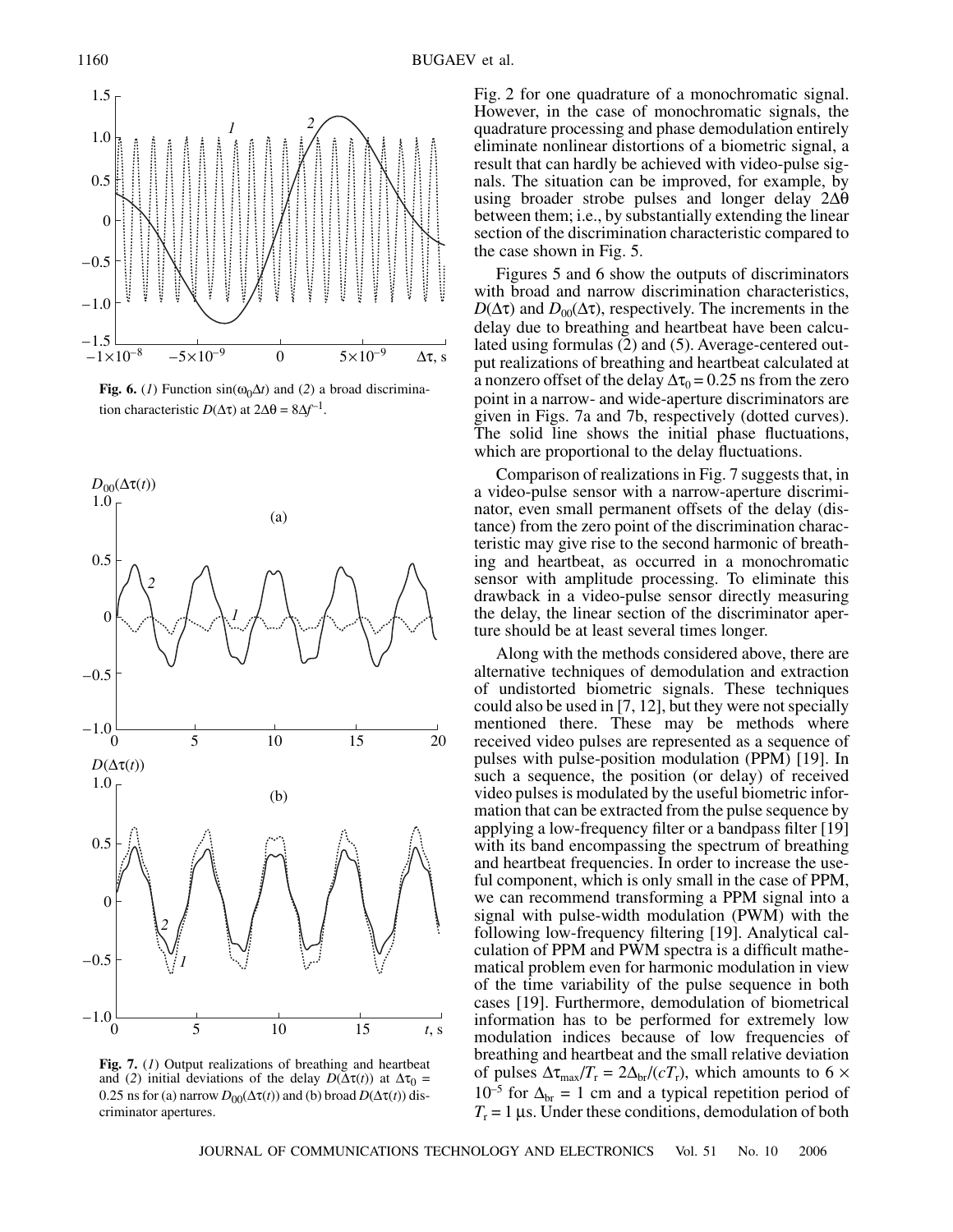**Fig. 6.** (*1*) Function $\sin(\omega_0\Delta t)$ and (*2*) a broad discrimination characteristic $D(\Delta\tau)$ at $2\Delta\theta = 8\Delta f^{-1}$.

**Fig. 7.** (*1*) Output realizations of breathing and heartbeat and (*2*) initial deviations of the delay $D(\Delta\tau(t))$ at $\Delta\tau_0 = 0.25$ ns for (a) narrow $D_{00}(\Delta\tau(t))$ and (b) broad $D(\Delta\tau(t))$ discriminator apertures.

Fig. 2 for one quadrature of a monochromatic signal. However, in the case of monochromatic signals, the quadrature processing and phase demodulation entirely eliminate nonlinear distortions of a biometric signal, a result that can hardly be achieved with video-pulse signals. The situation can be improved, for example, by using broader strobe pulses and longer delay $2\Delta\theta$ between them; i.e., by substantially extending the linear section of the discrimination characteristic compared to the case shown in Fig. 5.

Figures 5 and 6 show the outputs of discriminators with broad and narrow discrimination characteristics, $D(\Delta\tau)$ and $D_{00}(\Delta\tau)$, respectively. The increments in the delay due to breathing and heartbeat have been calculated using formulas (2) and (5). Average-centered output realizations of breathing and heartbeat calculated at a nonzero offset of the delay $\Delta\tau_0 = 0.25$ ns from the zero point in a narrow- and wide-aperture discriminators are given in Figs. 7a and 7b, respectively (dotted curves). The solid line shows the initial phase fluctuations, which are proportional to the delay fluctuations.

Comparison of realizations in Fig. 7 suggests that, in a video-pulse sensor with a narrow-aperture discriminator, even small permanent offsets of the delay (distance) from the zero point of the discrimination characteristic may give rise to the second harmonic of breathing and heartbeat, as occurred in a monochromatic sensor with amplitude processing. To eliminate this drawback in a video-pulse sensor directly measuring the delay, the linear section of the discriminator aperture should be at least several times longer.

Along with the methods considered above, there are alternative techniques of demodulation and extraction of undistorted biometric signals. These techniques could also be used in [7, 12], but they were not specially mentioned there. These may be methods where received video pulses are represented as a sequence of pulses with pulse-position modulation (PPM) [19]. In such a sequence, the position (or delay) of received video pulses is modulated by the useful biometric information that can be extracted from the pulse sequence by applying a low-frequency filter or a bandpass filter [19] with its band encompassing the spectrum of breathing and heartbeat frequencies. In order to increase the useful component, which is only small in the case of PPM, we can recommend transforming a PPM signal into a signal with pulse-width modulation (PWM) with the following low-frequency filtering [19]. Analytical calculation of PPM and PWM spectra is a difficult mathematical problem even for harmonic modulation in view of the time variability of the pulse sequence in both cases [19]. Furthermore, demodulation of biometrical information has to be performed for extremely low modulation indices because of low frequencies of breathing and heartbeat and the small relative deviation of pulses $\Delta\tau_{max}/T_r = 2\Delta_{br}/(cT_r)$, which amounts to $6 \times 10^{-5}$ for $\Delta_{br} = 1$ cm and a typical repetition period of $T_r = 1$ μs. Under these conditions, demodulation of both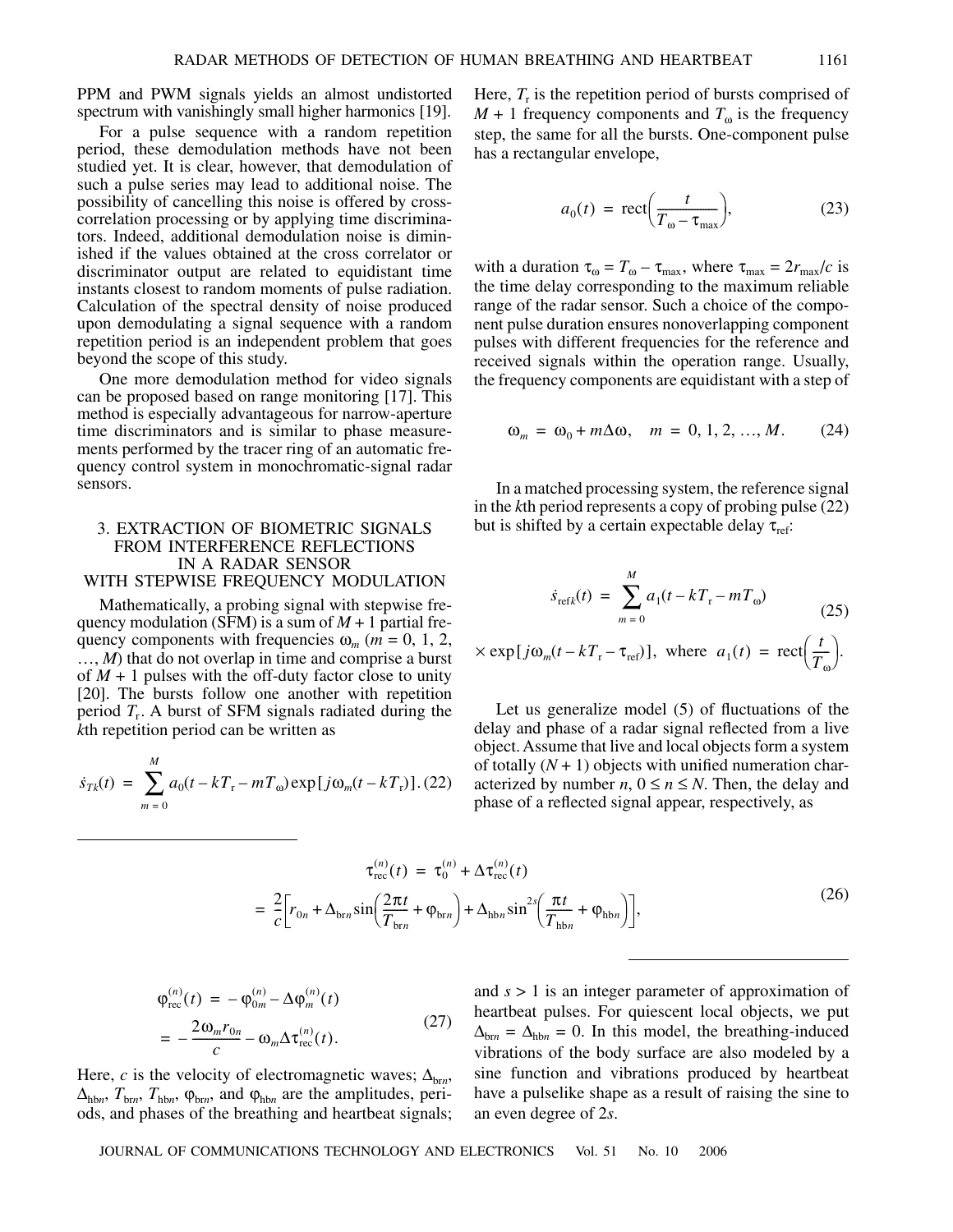PPM and PWM signals yields an almost undistorted spectrum with vanishingly small higher harmonics [19].

For a pulse sequence with a random repetition period, these demodulation methods have not been studied yet. It is clear, however, that demodulation of such a pulse series may lead to additional noise. The possibility of cancelling this noise is offered by cross-correlation processing or by applying time discriminators. Indeed, additional demodulation noise is diminished if the values obtained at the cross correlator or discriminator output are related to equidistant time instants closest to random moments of pulse radiation. Calculation of the spectral density of noise produced upon demodulating a signal sequence with a random repetition period is an independent problem that goes beyond the scope of this study.

One more demodulation method for video signals can be proposed based on range monitoring [17]. This method is especially advantageous for narrow-aperture time discriminators and is similar to phase measurements performed by the tracer ring of an automatic frequency control system in monochromatic-signal radar sensors.

## 3. EXTRACTION OF BIOMETRIC SIGNALS FROM INTERFERENCE REFLECTIONS IN A RADAR SENSOR WITH STEPWISE FREQUENCY MODULATION

Mathematically, a probing signal with stepwise frequency modulation (SFM) is a sum of $M + 1$ partial frequency components with frequencies $\omega_m$ ($m = 0, 1, 2, \ldots, M$) that do not overlap in time and comprise a burst of $M + 1$ pulses with the off-duty factor close to unity [20]. The bursts follow one another with repetition period $T_r$. A burst of SFM signals radiated during the $k$th repetition period can be written as

$$\dot{s}_{Tk}(t) = \sum_{m=0}^{M} a_0(t - kT_r - mT_\omega)\exp[j\omega_m(t - kT_r)]. \quad (22)$$

Here, $T_r$ is the repetition period of bursts comprised of $M + 1$ frequency components and $T_\omega$ is the frequency step, the same for all the bursts. One-component pulse has a rectangular envelope,

$$a_0(t) = \mathrm{rect}\left(\frac{t}{T_\omega - \tau_{\max}}\right), \quad (23)$$

with a duration $\tau_\omega = T_\omega - \tau_{\max}$, where $\tau_{\max} = 2r_{\max}/c$ is the time delay corresponding to the maximum reliable range of the radar sensor. Such a choice of the component pulse duration ensures nonoverlapping component pulses with different frequencies for the reference and received signals within the operation range. Usually, the frequency components are equidistant with a step of

$$\omega_m = \omega_0 + m\Delta\omega, \quad m = 0, 1, 2, \ldots, M. \quad (24)$$

In a matched processing system, the reference signal in the $k$th period represents a copy of probing pulse (22) but is shifted by a certain expectable delay $\tau_{\text{ref}}$:

$$\dot{s}_{\text{ref}k}(t) = \sum_{m=0}^{M} a_1(t - kT_r - mT_\omega) \times \exp[j\omega_m(t - kT_r - \tau_{\text{ref}})], \text{ where } a_1(t) = \mathrm{rect}\left(\frac{t}{T_\omega}\right). \quad (25)$$

Let us generalize model (5) of fluctuations of the delay and phase of a radar signal reflected from a live object. Assume that live and local objects form a system of totally $(N + 1)$ objects with unified numeration characterized by number $n$, $0 \le n \le N$. Then, the delay and phase of a reflected signal appear, respectively, as

$$\tau_{\text{rec}}^{(n)}(t) = \tau_0^{(n)} + \Delta\tau_{\text{rec}}^{(n)}(t) = \frac{2}{c}\left[r_{0n} + \Delta_{\text{br}n}\sin\left(\frac{2\pi t}{T_{\text{br}n}} + \varphi_{\text{br}n}\right) + \Delta_{\text{hb}n}\sin^{2s}\left(\frac{\pi t}{T_{\text{hb}n}} + \varphi_{\text{hb}n}\right)\right], \quad (26)$$

$$\varphi_{\text{rec}}^{(n)}(t) = -\varphi_{0m}^{(n)} - \Delta\varphi_m^{(n)}(t) = -\frac{2\omega_m r_{0n}}{c} - \omega_m\Delta\tau_{\text{rec}}^{(n)}(t). \quad (27)$$

Here, $c$ is the velocity of electromagnetic waves; $\Delta_{\text{br}n}$, $\Delta_{\text{hb}n}$, $T_{\text{br}n}$, $T_{\text{hb}n}$, $\varphi_{\text{br}n}$, and $\varphi_{\text{hb}n}$ are the amplitudes, periods, and phases of the breathing and heartbeat signals; and $s > 1$ is an integer parameter of approximation of heartbeat pulses. For quiescent local objects, we put $\Delta_{\text{br}n} = \Delta_{\text{hb}n} = 0$. In this model, the breathing-induced vibrations of the body surface are also modeled by a sine function and vibrations produced by heartbeat have a pulselike shape as a result of raising the sine to an even degree of $2s$.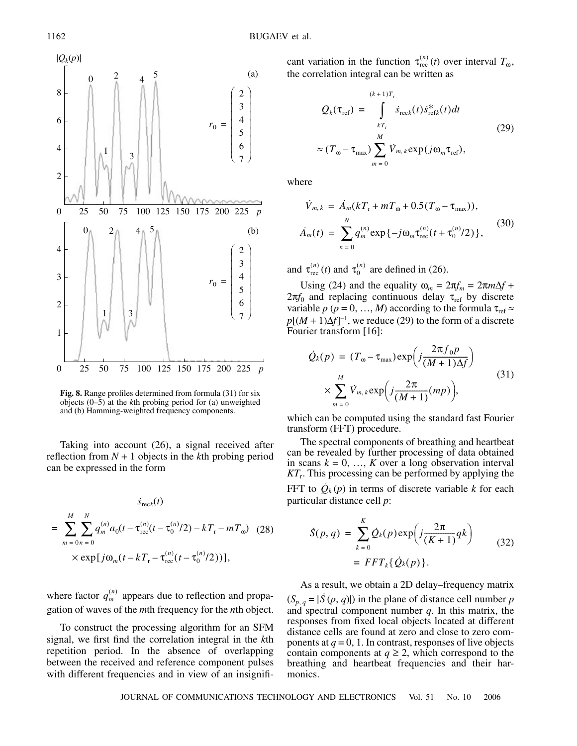Fig. 8. Range profiles determined from formula (31) for six objects (0–5) at the $k$th probing period for (a) unweighted and (b) Hamming-weighted frequency components.

Taking into account (26), a signal received after reflection from $N + 1$ objects in the $k$th probing period can be expressed in the form

$$\dot{s}_{\text{rec}k}(t) = \sum_{m=0}^{M}\sum_{n=0}^{N} q_m^{(n)} a_0(t - \tau_{\text{rec}}^{(n)}(t - \tau_0^{(n)}/2) - kT_{\text{r}} - mT_{\omega}) \times \exp[j\omega_m(t - kT_{\text{r}} - \tau_{\text{rec}}^{(n)}(t - \tau_0^{(n)}/2))], \quad (28)$$

where factor $q_m^{(n)}$ appears due to reflection and propagation of waves of the $m$th frequency for the $n$th object.

To construct the processing algorithm for an SFM signal, we first find the correlation integral in the $k$th repetition period. In the absence of overlapping between the received and reference component pulses with different frequencies and in view of an insignificant variation in the function $\tau_{\text{rec}}^{(n)}(t)$ over interval $T_{\omega}$, the correlation integral can be written as

$$Q_k(\tau_{\text{ref}}) = \int_{kT_{\text{r}}}^{(k+1)T_{\text{r}}} \dot{s}_{\text{rec}k}(t)\dot{s}_{\text{ref}k}^{*}(t)dt \approx (T_{\omega} - \tau_{\max})\sum_{m=0}^{M} \dot{V}_{m,k}\exp(j\omega_m\tau_{\text{ref}}), \quad (29)$$

where

$$\dot{V}_{m,k} = \dot{A}_m(kT_{\text{r}} + mT_{\omega} + 0.5(T_{\omega} - \tau_{\max})),$$
$$\dot{A}_m(t) = \sum_{n=0}^{N} q_m^{(n)}\exp\{-j\omega_m\tau_{\text{rec}}^{(n)}(t + \tau_0^{(n)}/2)\}, \quad (30)$$

and $\tau_{\text{rec}}^{(n)}(t)$ and $\tau_0^{(n)}$ are defined in (26).

Using (24) and the equality $\omega_m = 2\pi f_m = 2\pi m\Delta f + 2\pi f_0$ and replacing continuous delay $\tau_{\text{ref}}$ by discrete variable $p$ ($p = 0, \ldots, M$) according to the formula $\tau_{\text{ref}} \approx p[(M+1)\Delta f]^{-1}$, we reduce (29) to the form of a discrete Fourier transform [16]:

$$\dot{Q}_k(p) = (T_{\omega} - \tau_{\max})\exp\left(j\frac{2\pi f_0 p}{(M+1)\Delta f}\right) \times \sum_{m=0}^{M} \dot{V}_{m,k}\exp\left(j\frac{2\pi}{(M+1)}(mp)\right), \quad (31)$$

which can be computed using the standard fast Fourier transform (FFT) procedure.

The spectral components of breathing and heartbeat can be revealed by further processing of data obtained in scans $k = 0, \ldots, K$ over a long observation interval $KT_{\text{r}}$. This processing can be performed by applying the FFT to $\dot{Q}_k(p)$ in terms of discrete variable $k$ for each particular distance cell $p$:

$$\dot{S}(p, q) = \sum_{k=0}^{K} \dot{Q}_k(p)\exp\left(j\frac{2\pi}{(K+1)}qk\right) = FFT_k\{\dot{Q}_k(p)\}. \quad (32)$$

As a result, we obtain a 2D delay–frequency matrix ($S_{p,q} = |\dot{S}(p, q)|$) in the plane of distance cell number $p$ and spectral component number $q$. In this matrix, the responses from fixed local objects located at different distance cells are found at zero and close to zero components at $q = 0, 1$. In contrast, responses of live objects contain components at $q \geq 2$, which correspond to the breathing and heartbeat frequencies and their harmonics.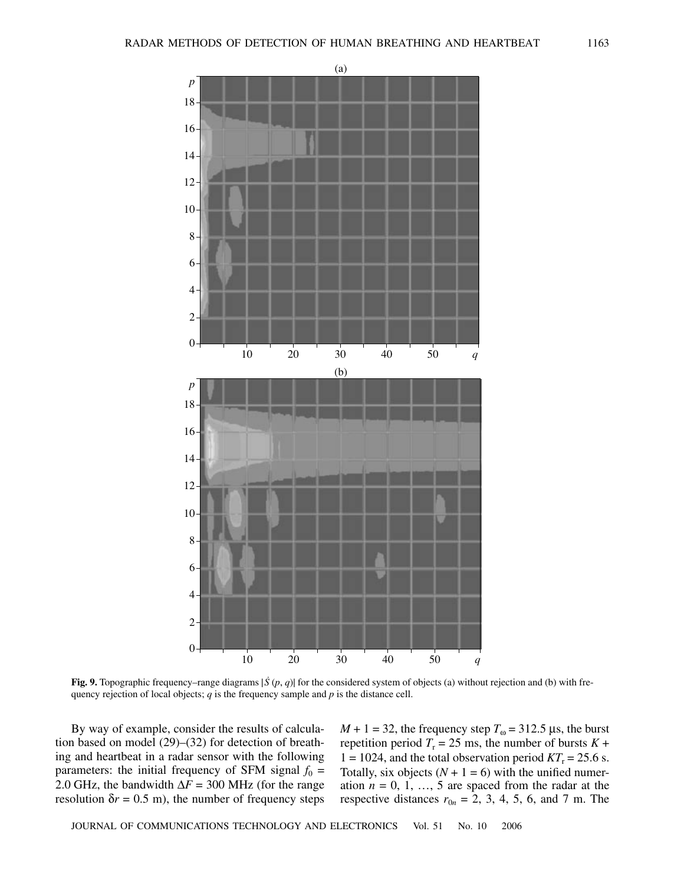**Fig. 9.** Topographic frequency–range diagrams $|\dot{S}(p, q)|$ for the considered system of objects (a) without rejection and (b) with frequency rejection of local objects; $q$ is the frequency sample and $p$ is the distance cell.

By way of example, consider the results of calculation based on model (29)–(32) for detection of breathing and heartbeat in a radar sensor with the following parameters: the initial frequency of SFM signal $f_0$ = 2.0 GHz, the bandwidth $\Delta F$ = 300 MHz (for the range resolution $\delta r$ = 0.5 m), the number of frequency steps $M + 1 = 32$, the frequency step $T_\omega$ = 312.5 μs, the burst repetition period $T_r$ = 25 ms, the number of bursts $K + 1 = 1024$, and the total observation period $KT_r$ = 25.6 s. Totally, six objects ($N + 1 = 6$) with the unified numeration $n = 0, 1, \ldots, 5$ are spaced from the radar at the respective distances $r_{0n}$ = 2, 3, 4, 5, 6, and 7 m. The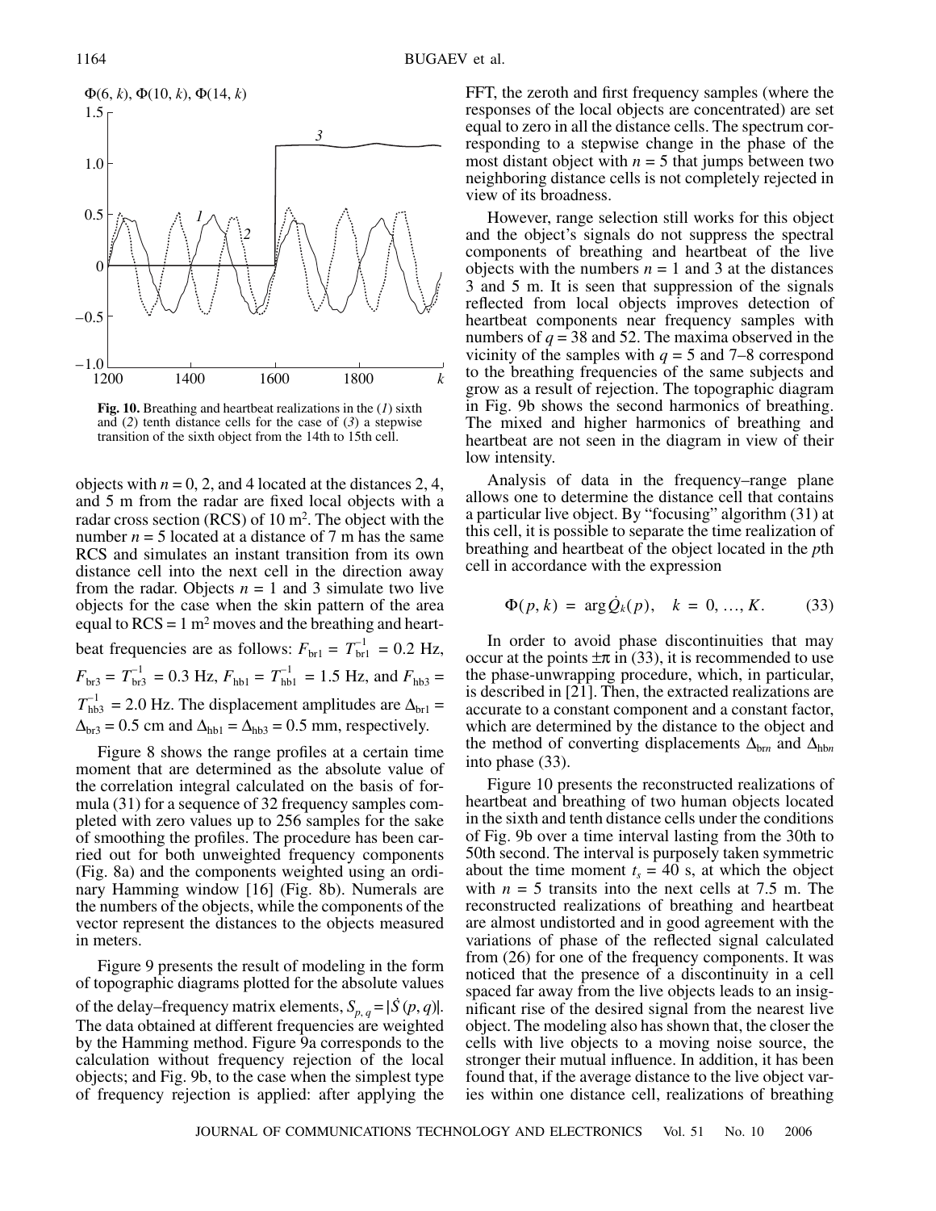Fig. 10. Breathing and heartbeat realizations in the (*1*) sixth and (*2*) tenth distance cells for the case of (*3*) a stepwise transition of the sixth object from the 14th to 15th cell.

objects with $n = 0$, 2, and 4 located at the distances 2, 4, and 5 m from the radar are fixed local objects with a radar cross section (RCS) of 10 m$^2$. The object with the number $n = 5$ located at a distance of 7 m has the same RCS and simulates an instant transition from its own distance cell into the next cell in the direction away from the radar. Objects $n = 1$ and 3 simulate two live objects for the case when the skin pattern of the area equal to RCS = 1 m$^2$ moves and the breathing and heartbeat frequencies are as follows: $F_{\text{br}1} = T_{\text{br}1}^{-1} = 0.2$ Hz, $F_{\text{br}3} = T_{\text{br}3}^{-1} = 0.3$ Hz, $F_{\text{hb}1} = T_{\text{hb}1}^{-1} = 1.5$ Hz, and $F_{\text{hb}3} = T_{\text{hb}3}^{-1} = 2.0$ Hz. The displacement amplitudes are $\Delta_{\text{br}1} = \Delta_{\text{br}3} = 0.5$ cm and $\Delta_{\text{hb}1} = \Delta_{\text{hb}3} = 0.5$ mm, respectively.

Figure 8 shows the range profiles at a certain time moment that are determined as the absolute value of the correlation integral calculated on the basis of formula (31) for a sequence of 32 frequency samples completed with zero values up to 256 samples for the sake of smoothing the profiles. The procedure has been carried out for both unweighted frequency components (Fig. 8a) and the components weighted using an ordinary Hamming window [16] (Fig. 8b). Numerals are the numbers of the objects, while the components of the vector represent the distances to the objects measured in meters.

Figure 9 presents the result of modeling in the form of topographic diagrams plotted for the absolute values of the delay–frequency matrix elements, $S_{p,q} = |\dot{S}(p, q)|$. The data obtained at different frequencies are weighted by the Hamming method. Figure 9a corresponds to the calculation without frequency rejection of the local objects; and Fig. 9b, to the case when the simplest type of frequency rejection is applied: after applying the FFT, the zeroth and first frequency samples (where the responses of the local objects are concentrated) are set equal to zero in all the distance cells. The spectrum corresponding to a stepwise change in the phase of the most distant object with $n = 5$ that jumps between two neighboring distance cells is not completely rejected in view of its broadness.

However, range selection still works for this object and the object's signals do not suppress the spectral components of breathing and heartbeat of the live objects with the numbers $n = 1$ and 3 at the distances 3 and 5 m. It is seen that suppression of the signals reflected from local objects improves detection of heartbeat components near frequency samples with numbers of $q = 38$ and 52. The maxima observed in the vicinity of the samples with $q = 5$ and 7–8 correspond to the breathing frequencies of the same subjects and grow as a result of rejection. The topographic diagram in Fig. 9b shows the second harmonics of breathing. The mixed and higher harmonics of breathing and heartbeat are not seen in the diagram in view of their low intensity.

Analysis of data in the frequency–range plane allows one to determine the distance cell that contains a particular live object. By "focusing" algorithm (31) at this cell, it is possible to separate the time realization of breathing and heartbeat of the object located in the $p$th cell in accordance with the expression

$$\Phi(p, k) = \arg \dot{Q}_k(p), \quad k = 0, \ldots, K. \tag{33}$$

In order to avoid phase discontinuities that may occur at the points $\pm\pi$ in (33), it is recommended to use the phase-unwrapping procedure, which, in particular, is described in [21]. Then, the extracted realizations are accurate to a constant component and a constant factor, which are determined by the distance to the object and the method of converting displacements $\Delta_{\text{br}n}$ and $\Delta_{\text{hb}n}$ into phase (33).

Figure 10 presents the reconstructed realizations of heartbeat and breathing of two human objects located in the sixth and tenth distance cells under the conditions of Fig. 9b over a time interval lasting from the 30th to 50th second. The interval is purposely taken symmetric about the time moment $t_s = 40$ s, at which the object with $n = 5$ transits into the next cells at 7.5 m. The reconstructed realizations of breathing and heartbeat are almost undistorted and in good agreement with the variations of phase of the reflected signal calculated from (26) for one of the frequency components. It was noticed that the presence of a discontinuity in a cell spaced far away from the live objects leads to an insignificant rise of the desired signal from the nearest live object. The modeling also has shown that, the closer the cells with live objects to a moving noise source, the stronger their mutual influence. In addition, it has been found that, if the average distance to the live object varies within one distance cell, realizations of breathing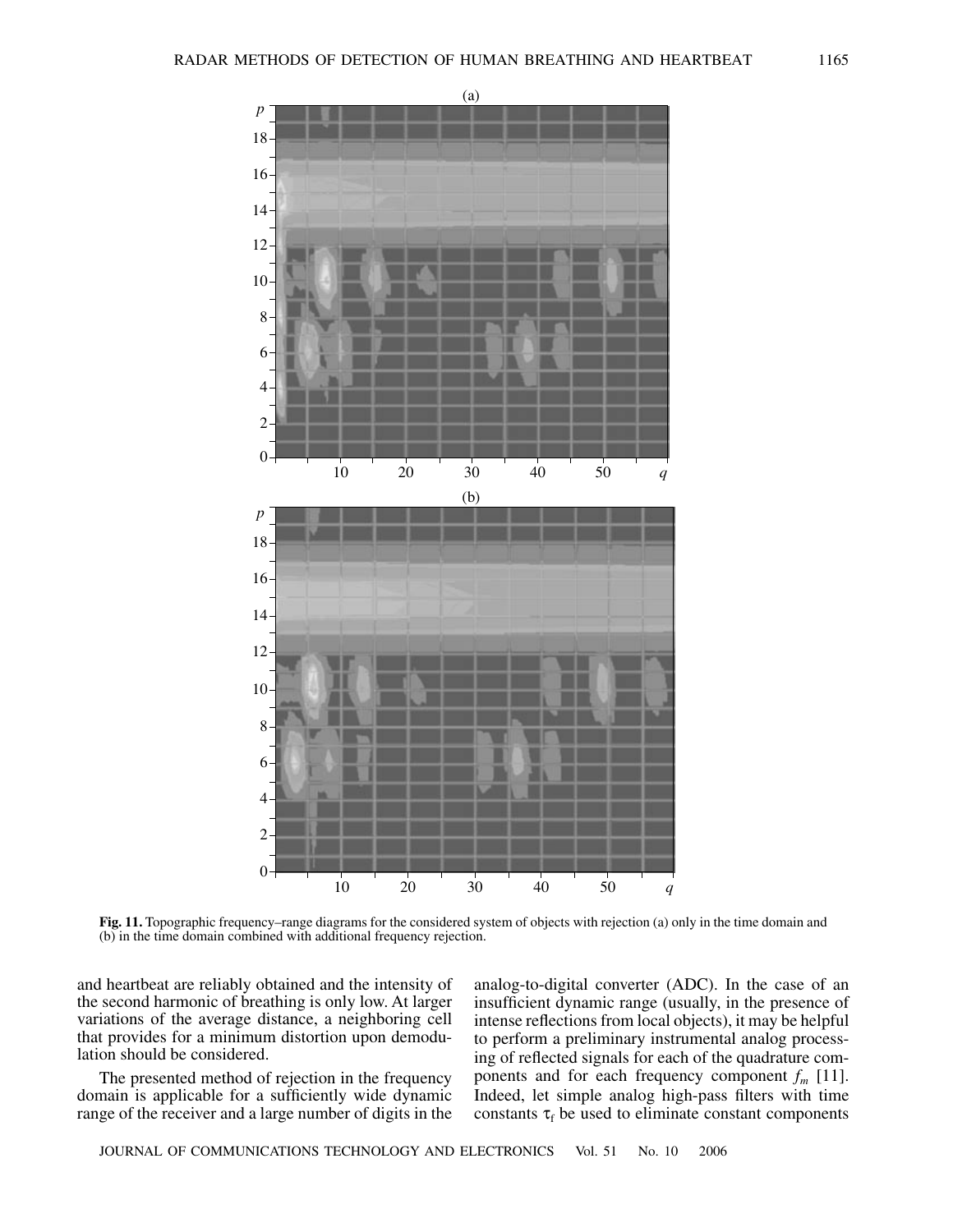**Fig. 11.** Topographic frequency–range diagrams for the considered system of objects with rejection (a) only in the time domain and (b) in the time domain combined with additional frequency rejection.

and heartbeat are reliably obtained and the intensity of the second harmonic of breathing is only low. At larger variations of the average distance, a neighboring cell that provides for a minimum distortion upon demodulation should be considered.

The presented method of rejection in the frequency domain is applicable for a sufficiently wide dynamic range of the receiver and a large number of digits in the analog-to-digital converter (ADC). In the case of an insufficient dynamic range (usually, in the presence of intense reflections from local objects), it may be helpful to perform a preliminary instrumental analog processing of reflected signals for each of the quadrature components and for each frequency component $f_m$ [11]. Indeed, let simple analog high-pass filters with time constants $\tau_f$ be used to eliminate constant components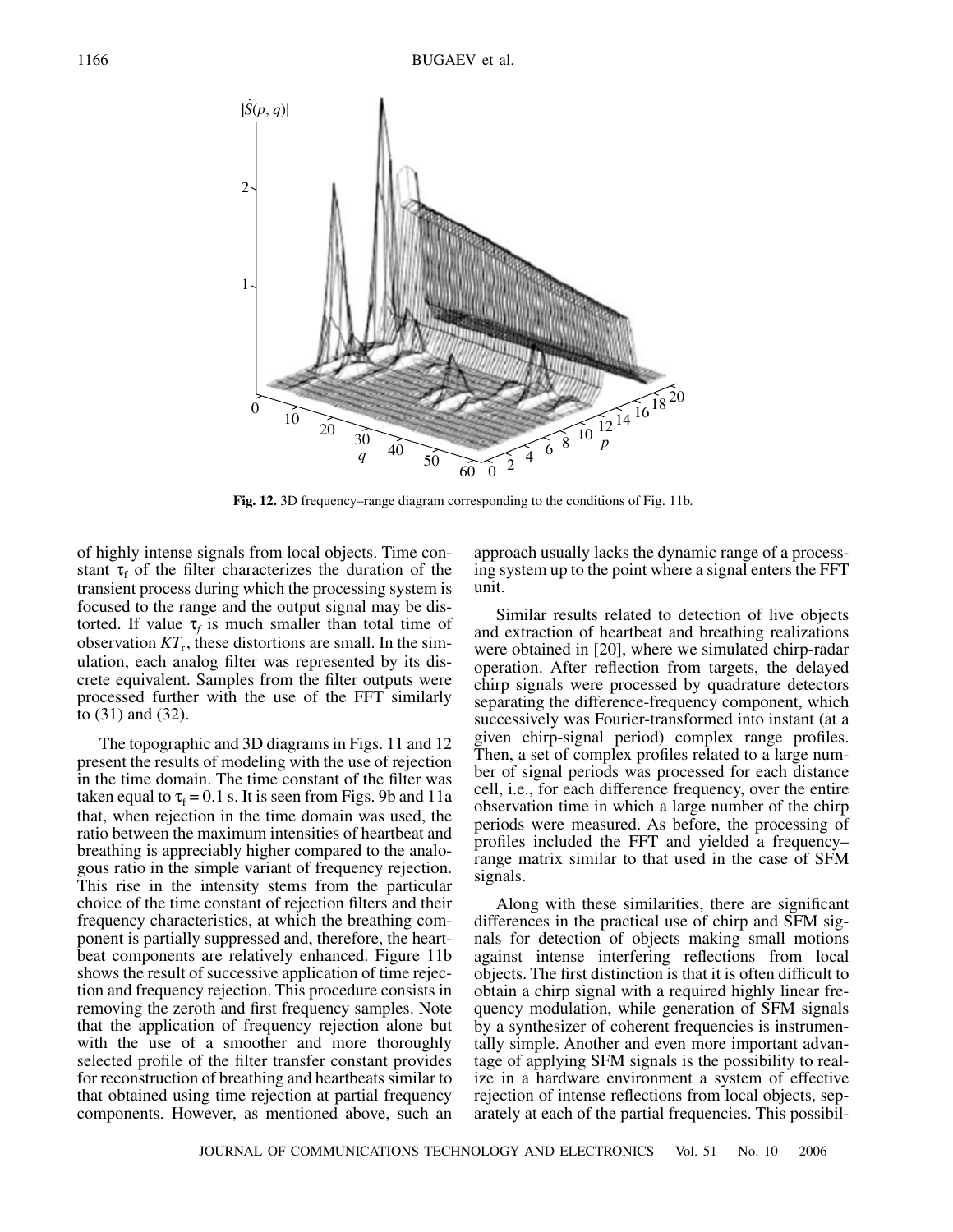$|\dot{S}(p, q)|$

2

1

0

10 20 30 40 50 60

$q$

0 2 4 6 8 10 12 14 16 18 20

$p$

**Fig. 12.** 3D frequency–range diagram corresponding to the conditions of Fig. 11b.

of highly intense signals from local objects. Time constant $\tau_f$ of the filter characterizes the duration of the transient process during which the processing system is focused to the range and the output signal may be distorted. If value $\tau_f$ is much smaller than total time of observation $KT_r$, these distortions are small. In the simulation, each analog filter was represented by its discrete equivalent. Samples from the filter outputs were processed further with the use of the FFT similarly to (31) and (32).

The topographic and 3D diagrams in Figs. 11 and 12 present the results of modeling with the use of rejection in the time domain. The time constant of the filter was taken equal to $\tau_f = 0.1$ s. It is seen from Figs. 9b and 11a that, when rejection in the time domain was used, the ratio between the maximum intensities of heartbeat and breathing is appreciably higher compared to the analogous ratio in the simple variant of frequency rejection. This rise in the intensity stems from the particular choice of the time constant of rejection filters and their frequency characteristics, at which the breathing component is partially suppressed and, therefore, the heartbeat components are relatively enhanced. Figure 11b shows the result of successive application of time rejection and frequency rejection. This procedure consists in removing the zeroth and first frequency samples. Note that the application of frequency rejection alone but with the use of a smoother and more thoroughly selected profile of the filter transfer constant provides for reconstruction of breathing and heartbeats similar to that obtained using time rejection at partial frequency components. However, as mentioned above, such an approach usually lacks the dynamic range of a processing system up to the point where a signal enters the FFT unit.

Similar results related to detection of live objects and extraction of heartbeat and breathing realizations were obtained in [20], where we simulated chirp-radar operation. After reflection from targets, the delayed chirp signals were processed by quadrature detectors separating the difference-frequency component, which successively was Fourier-transformed into instant (at a given chirp-signal period) complex range profiles. Then, a set of complex profiles related to a large number of signal periods was processed for each distance cell, i.e., for each difference frequency, over the entire observation time in which a large number of the chirp periods were measured. As before, the processing of profiles included the FFT and yielded a frequency–range matrix similar to that used in the case of SFM signals.

Along with these similarities, there are significant differences in the practical use of chirp and SFM signals for detection of objects making small motions against intense interfering reflections from local objects. The first distinction is that it is often difficult to obtain a chirp signal with a required highly linear frequency modulation, while generation of SFM signals by a synthesizer of coherent frequencies is instrumentally simple. Another and even more important advantage of applying SFM signals is the possibility to realize in a hardware environment a system of effective rejection of intense reflections from local objects, separately at each of the partial frequencies. This possibil-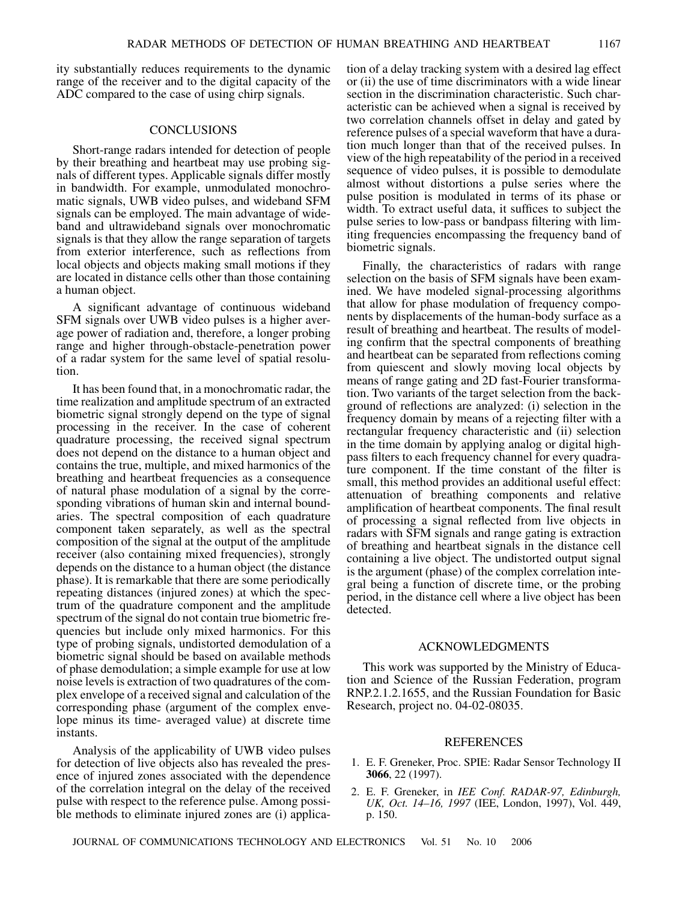ity substantially reduces requirements to the dynamic range of the receiver and to the digital capacity of the ADC compared to the case of using chirp signals.

## CONCLUSIONS

Short-range radars intended for detection of people by their breathing and heartbeat may use probing signals of different types. Applicable signals differ mostly in bandwidth. For example, unmodulated monochromatic signals, UWB video pulses, and wideband SFM signals can be employed. The main advantage of wideband and ultrawideband signals over monochromatic signals is that they allow the range separation of targets from exterior interference, such as reflections from local objects and objects making small motions if they are located in distance cells other than those containing a human object.

A significant advantage of continuous wideband SFM signals over UWB video pulses is a higher average power of radiation and, therefore, a longer probing range and higher through-obstacle-penetration power of a radar system for the same level of spatial resolution.

It has been found that, in a monochromatic radar, the time realization and amplitude spectrum of an extracted biometric signal strongly depend on the type of signal processing in the receiver. In the case of coherent quadrature processing, the received signal spectrum does not depend on the distance to a human object and contains the true, multiple, and mixed harmonics of the breathing and heartbeat frequencies as a consequence of natural phase modulation of a signal by the corresponding vibrations of human skin and internal boundaries. The spectral composition of each quadrature component taken separately, as well as the spectral composition of the signal at the output of the amplitude receiver (also containing mixed frequencies), strongly depends on the distance to a human object (the distance phase). It is remarkable that there are some periodically repeating distances (injured zones) at which the spectrum of the quadrature component and the amplitude spectrum of the signal do not contain true biometric frequencies but include only mixed harmonics. For this type of probing signals, undistorted demodulation of a biometric signal should be based on available methods of phase demodulation; a simple example for use at low noise levels is extraction of two quadratures of the complex envelope of a received signal and calculation of the corresponding phase (argument of the complex envelope minus its time- averaged value) at discrete time instants.

Analysis of the applicability of UWB video pulses for detection of live objects also has revealed the presence of injured zones associated with the dependence of the correlation integral on the delay of the received pulse with respect to the reference pulse. Among possible methods to eliminate injured zones are (i) application of a delay tracking system with a desired lag effect or (ii) the use of time discriminators with a wide linear section in the discrimination characteristic. Such characteristic can be achieved when a signal is received by two correlation channels offset in delay and gated by reference pulses of a special waveform that have a duration much longer than that of the received pulses. In view of the high repeatability of the period in a received sequence of video pulses, it is possible to demodulate almost without distortions a pulse series where the pulse position is modulated in terms of its phase or width. To extract useful data, it suffices to subject the pulse series to low-pass or bandpass filtering with limiting frequencies encompassing the frequency band of biometric signals.

Finally, the characteristics of radars with range selection on the basis of SFM signals have been examined. We have modeled signal-processing algorithms that allow for phase modulation of frequency components by displacements of the human-body surface as a result of breathing and heartbeat. The results of modeling confirm that the spectral components of breathing and heartbeat can be separated from reflections coming from quiescent and slowly moving local objects by means of range gating and 2D fast-Fourier transformation. Two variants of the target selection from the background of reflections are analyzed: (i) selection in the frequency domain by means of a rejecting filter with a rectangular frequency characteristic and (ii) selection in the time domain by applying analog or digital high-pass filters to each frequency channel for every quadrature component. If the time constant of the filter is small, this method provides an additional useful effect: attenuation of breathing components and relative amplification of heartbeat components. The final result of processing a signal reflected from live objects in radars with SFM signals and range gating is extraction of breathing and heartbeat signals in the distance cell containing a live object. The undistorted output signal is the argument (phase) of the complex correlation integral being a function of discrete time, or the probing period, in the distance cell where a live object has been detected.

## ACKNOWLEDGMENTS

This work was supported by the Ministry of Education and Science of the Russian Federation, program RNP.2.1.2.1655, and the Russian Foundation for Basic Research, project no. 04-02-08035.

## REFERENCES

1. E. F. Greneker, Proc. SPIE: Radar Sensor Technology II **3066**, 22 (1997).
2. E. F. Greneker, in *IEE Conf. RADAR-97, Edinburgh, UK, Oct. 14–16, 1997* (IEE, London, 1997), Vol. 449, p. 150.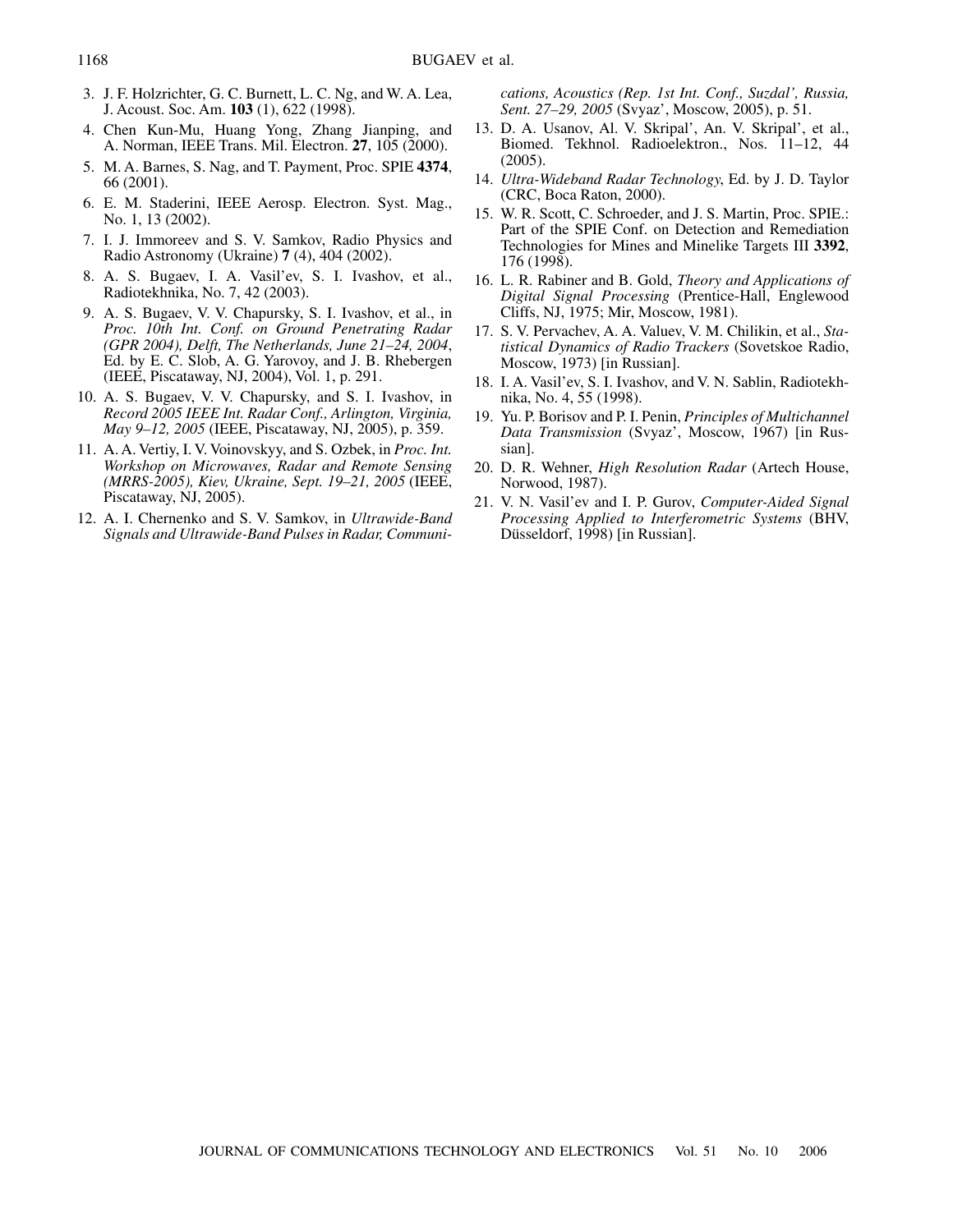3. J. F. Holzrichter, G. C. Burnett, L. C. Ng, and W. A. Lea, J. Acoust. Soc. Am. **103** (1), 622 (1998).
4. Chen Kun-Mu, Huang Yong, Zhang Jianping, and A. Norman, IEEE Trans. Mil. Electron. **27**, 105 (2000).
5. M. A. Barnes, S. Nag, and T. Payment, Proc. SPIE **4374**, 66 (2001).
6. E. M. Staderini, IEEE Aerosp. Electron. Syst. Mag., No. 1, 13 (2002).
7. I. J. Immoreev and S. V. Samkov, Radio Physics and Radio Astronomy (Ukraine) **7** (4), 404 (2002).
8. A. S. Bugaev, I. A. Vasil'ev, S. I. Ivashov, et al., Radiotekhnika, No. 7, 42 (2003).
9. A. S. Bugaev, V. V. Chapursky, S. I. Ivashov, et al., in *Proc. 10th Int. Conf. on Ground Penetrating Radar (GPR 2004), Delft, The Netherlands, June 21–24, 2004*, Ed. by E. C. Slob, A. G. Yarovoy, and J. B. Rhebergen (IEEE, Piscataway, NJ, 2004), Vol. 1, p. 291.
10. A. S. Bugaev, V. V. Chapursky, and S. I. Ivashov, in *Record 2005 IEEE Int. Radar Conf., Arlington, Virginia, May 9–12, 2005* (IEEE, Piscataway, NJ, 2005), p. 359.
11. A. A. Vertiy, I. V. Voinovskyy, and S. Ozbek, in *Proc. Int. Workshop on Microwaves, Radar and Remote Sensing (MRRS-2005), Kiev, Ukraine, Sept. 19–21, 2005* (IEEE, Piscataway, NJ, 2005).
12. A. I. Chernenko and S. V. Samkov, in *Ultrawide-Band Signals and Ultrawide-Band Pulses in Radar, Communications, Acoustics (Rep. 1st Int. Conf., Suzdal', Russia, Sent. 27–29, 2005* (Svyaz', Moscow, 2005), p. 51.
13. D. A. Usanov, Al. V. Skripal', An. V. Skripal', et al., Biomed. Tekhnol. Radioelektron., Nos. 11–12, 44 (2005).
14. *Ultra-Wideband Radar Technology*, Ed. by J. D. Taylor (CRC, Boca Raton, 2000).
15. W. R. Scott, C. Schroeder, and J. S. Martin, Proc. SPIE.: Part of the SPIE Conf. on Detection and Remediation Technologies for Mines and Minelike Targets III **3392**, 176 (1998).
16. L. R. Rabiner and B. Gold, *Theory and Applications of Digital Signal Processing* (Prentice-Hall, Englewood Cliffs, NJ, 1975; Mir, Moscow, 1981).
17. S. V. Pervachev, A. A. Valuev, V. M. Chilikin, et al., *Statistical Dynamics of Radio Trackers* (Sovetskoe Radio, Moscow, 1973) [in Russian].
18. I. A. Vasil'ev, S. I. Ivashov, and V. N. Sablin, Radiotekhnika, No. 4, 55 (1998).
19. Yu. P. Borisov and P. I. Penin, *Principles of Multichannel Data Transmission* (Svyaz', Moscow, 1967) [in Russian].
20. D. R. Wehner, *High Resolution Radar* (Artech House, Norwood, 1987).
21. V. N. Vasil'ev and I. P. Gurov, *Computer-Aided Signal Processing Applied to Interferometric Systems* (BHV, Düsseldorf, 1998) [in Russian].